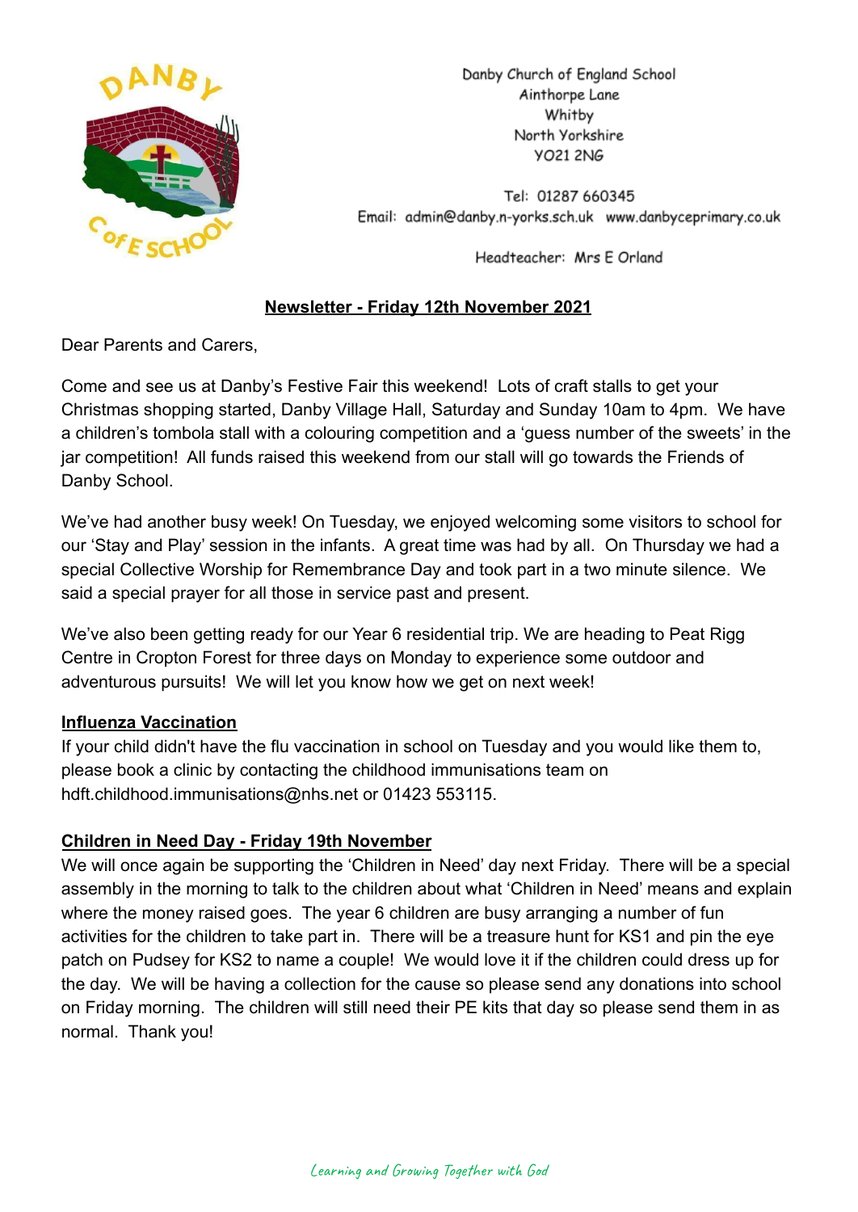Danby Church of England School
Ainthorpe Lane
Whitby
North Yorkshire
YO21 2NG

Tel: 01287 660345
Email: admin@danby.n-yorks.sch.uk www.danbyceprimary.co.uk

Headteacher: Mrs E Orland

## Newsletter - Friday 12th November 2021

Dear Parents and Carers,

Come and see us at Danby's Festive Fair this weekend! Lots of craft stalls to get your Christmas shopping started, Danby Village Hall, Saturday and Sunday 10am to 4pm. We have a children's tombola stall with a colouring competition and a 'guess number of the sweets' in the jar competition! All funds raised this weekend from our stall will go towards the Friends of Danby School.

We've had another busy week! On Tuesday, we enjoyed welcoming some visitors to school for our 'Stay and Play' session in the infants. A great time was had by all. On Thursday we had a special Collective Worship for Remembrance Day and took part in a two minute silence. We said a special prayer for all those in service past and present.

We've also been getting ready for our Year 6 residential trip. We are heading to Peat Rigg Centre in Cropton Forest for three days on Monday to experience some outdoor and adventurous pursuits! We will let you know how we get on next week!

### Influenza Vaccination

If your child didn't have the flu vaccination in school on Tuesday and you would like them to, please book a clinic by contacting the childhood immunisations team on hdft.childhood.immunisations@nhs.net or 01423 553115.

### Children in Need Day - Friday 19th November

We will once again be supporting the 'Children in Need' day next Friday. There will be a special assembly in the morning to talk to the children about what 'Children in Need' means and explain where the money raised goes. The year 6 children are busy arranging a number of fun activities for the children to take part in. There will be a treasure hunt for KS1 and pin the eye patch on Pudsey for KS2 to name a couple! We would love it if the children could dress up for the day. We will be having a collection for the cause so please send any donations into school on Friday morning. The children will still need their PE kits that day so please send them in as normal. Thank you!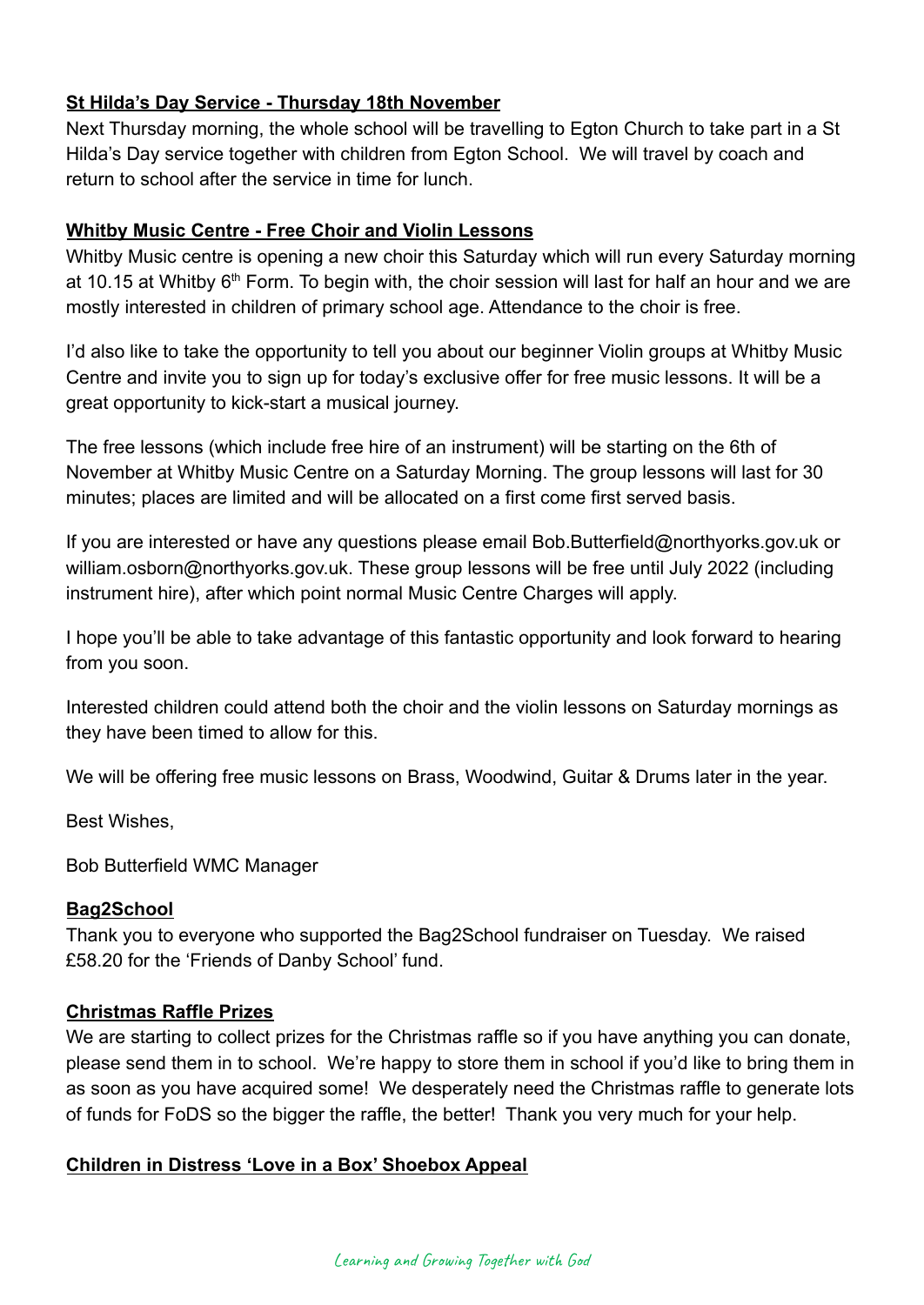**St Hilda's Day Service - Thursday 18th November**

Next Thursday morning, the whole school will be travelling to Egton Church to take part in a St Hilda's Day service together with children from Egton School. We will travel by coach and return to school after the service in time for lunch.

**Whitby Music Centre - Free Choir and Violin Lessons**

Whitby Music centre is opening a new choir this Saturday which will run every Saturday morning at 10.15 at Whitby 6th Form. To begin with, the choir session will last for half an hour and we are mostly interested in children of primary school age. Attendance to the choir is free.

I'd also like to take the opportunity to tell you about our beginner Violin groups at Whitby Music Centre and invite you to sign up for today's exclusive offer for free music lessons. It will be a great opportunity to kick-start a musical journey.

The free lessons (which include free hire of an instrument) will be starting on the 6th of November at Whitby Music Centre on a Saturday Morning. The group lessons will last for 30 minutes; places are limited and will be allocated on a first come first served basis.

If you are interested or have any questions please email Bob.Butterfield@northyorks.gov.uk or william.osborn@northyorks.gov.uk. These group lessons will be free until July 2022 (including instrument hire), after which point normal Music Centre Charges will apply.

I hope you'll be able to take advantage of this fantastic opportunity and look forward to hearing from you soon.

Interested children could attend both the choir and the violin lessons on Saturday mornings as they have been timed to allow for this.

We will be offering free music lessons on Brass, Woodwind, Guitar & Drums later in the year.

Best Wishes,

Bob Butterfield WMC Manager

**Bag2School**

Thank you to everyone who supported the Bag2School fundraiser on Tuesday. We raised £58.20 for the 'Friends of Danby School' fund.

**Christmas Raffle Prizes**

We are starting to collect prizes for the Christmas raffle so if you have anything you can donate, please send them in to school. We're happy to store them in school if you'd like to bring them in as soon as you have acquired some! We desperately need the Christmas raffle to generate lots of funds for FoDS so the bigger the raffle, the better! Thank you very much for your help.

**Children in Distress 'Love in a Box' Shoebox Appeal**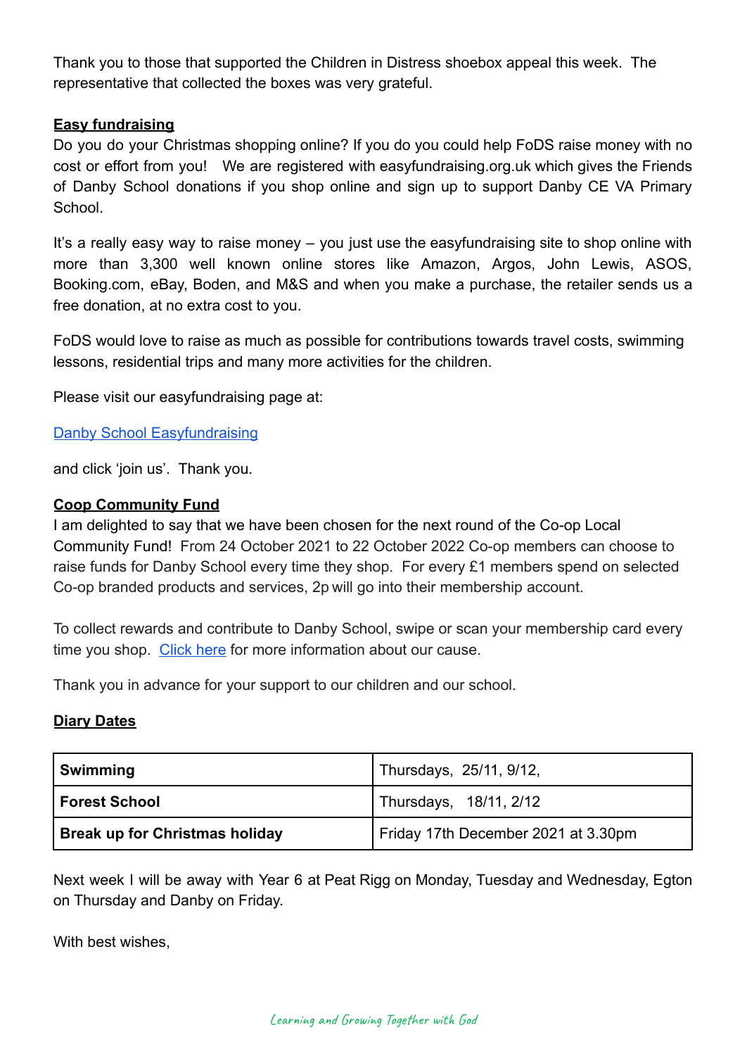Thank you to those that supported the Children in Distress shoebox appeal this week. The representative that collected the boxes was very grateful.

**Easy fundraising**

Do you do your Christmas shopping online? If you do you could help FoDS raise money with no cost or effort from you! We are registered with easyfundraising.org.uk which gives the Friends of Danby School donations if you shop online and sign up to support Danby CE VA Primary School.

It's a really easy way to raise money – you just use the easyfundraising site to shop online with more than 3,300 well known online stores like Amazon, Argos, John Lewis, ASOS, Booking.com, eBay, Boden, and M&S and when you make a purchase, the retailer sends us a free donation, at no extra cost to you.

FoDS would love to raise as much as possible for contributions towards travel costs, swimming lessons, residential trips and many more activities for the children.

Please visit our easyfundraising page at:

[Danby School Easyfundraising]

and click 'join us'. Thank you.

**Coop Community Fund**

I am delighted to say that we have been chosen for the next round of the Co-op Local Community Fund! From 24 October 2021 to 22 October 2022 Co-op members can choose to raise funds for Danby School every time they shop. For every £1 members spend on selected Co-op branded products and services, 2p will go into their membership account.

To collect rewards and contribute to Danby School, swipe or scan your membership card every time you shop. [Click here] for more information about our cause.

Thank you in advance for your support to our children and our school.

**Diary Dates**

| | |
|---|---|
| **Swimming** | Thursdays, 25/11, 9/12, |
| **Forest School** | Thursdays, 18/11, 2/12 |
| **Break up for Christmas holiday** | Friday 17th December 2021 at 3.30pm |

Next week I will be away with Year 6 at Peat Rigg on Monday, Tuesday and Wednesday, Egton on Thursday and Danby on Friday.

With best wishes,

*Learning and Growing Together with God*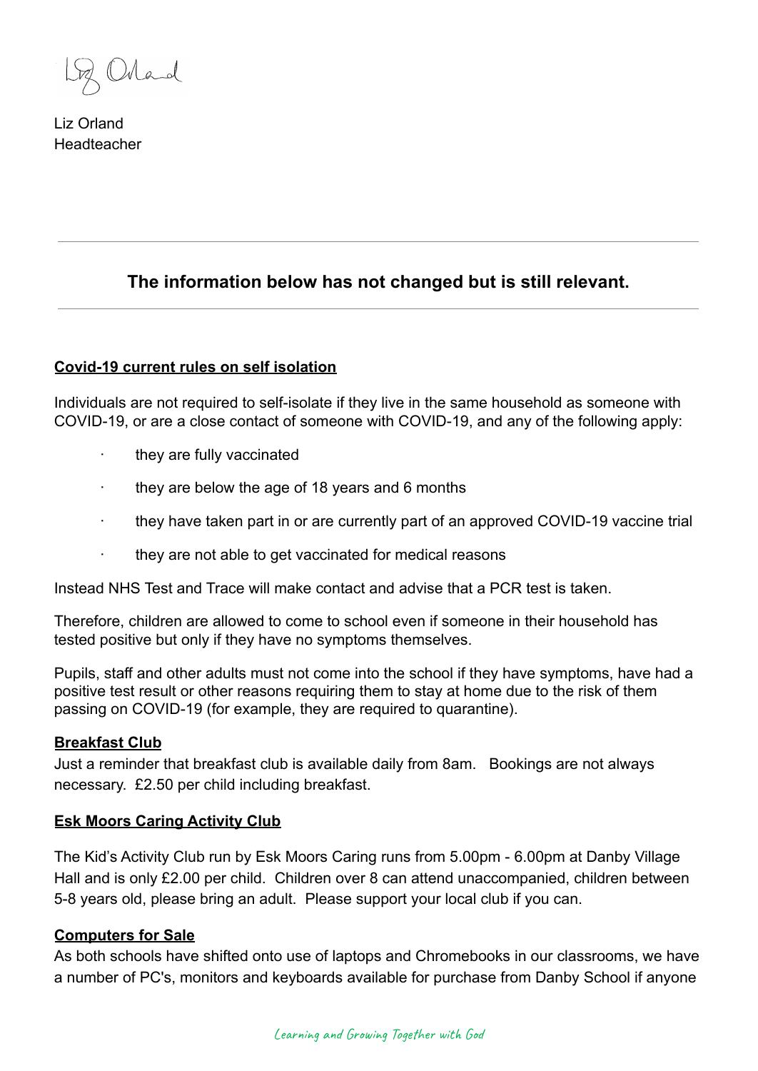Liz Orland
Headteacher

---

**The information below has not changed but is still relevant.**

---

**Covid-19 current rules on self isolation**

Individuals are not required to self-isolate if they live in the same household as someone with COVID-19, or are a close contact of someone with COVID-19, and any of the following apply:

- they are fully vaccinated
- they are below the age of 18 years and 6 months
- they have taken part in or are currently part of an approved COVID-19 vaccine trial
- they are not able to get vaccinated for medical reasons

Instead NHS Test and Trace will make contact and advise that a PCR test is taken.

Therefore, children are allowed to come to school even if someone in their household has tested positive but only if they have no symptoms themselves.

Pupils, staff and other adults must not come into the school if they have symptoms, have had a positive test result or other reasons requiring them to stay at home due to the risk of them passing on COVID-19 (for example, they are required to quarantine).

**Breakfast Club**

Just a reminder that breakfast club is available daily from 8am. Bookings are not always necessary. £2.50 per child including breakfast.

**Esk Moors Caring Activity Club**

The Kid's Activity Club run by Esk Moors Caring runs from 5.00pm - 6.00pm at Danby Village Hall and is only £2.00 per child. Children over 8 can attend unaccompanied, children between 5-8 years old, please bring an adult. Please support your local club if you can.

**Computers for Sale**

As both schools have shifted onto use of laptops and Chromebooks in our classrooms, we have a number of PC's, monitors and keyboards available for purchase from Danby School if anyone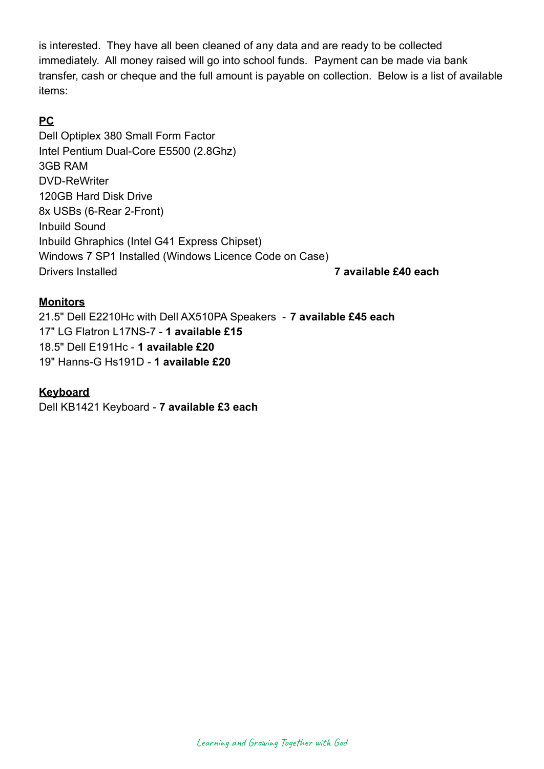is interested. They have all been cleaned of any data and are ready to be collected immediately. All money raised will go into school funds. Payment can be made via bank transfer, cash or cheque and the full amount is payable on collection. Below is a list of available items:

**PC**

Dell Optiplex 380 Small Form Factor
Intel Pentium Dual-Core E5500 (2.8Ghz)
3GB RAM
DVD-ReWriter
120GB Hard Disk Drive
8x USBs (6-Rear 2-Front)
Inbuild Sound
Inbuild Ghraphics (Intel G41 Express Chipset)
Windows 7 SP1 Installed (Windows Licence Code on Case)
Drivers Installed **7 available £40 each**

**Monitors**

21.5" Dell E2210Hc with Dell AX510PA Speakers - **7 available £45 each**
17" LG Flatron L17NS-7 - **1 available £15**
18.5" Dell E191Hc - **1 available £20**
19" Hanns-G Hs191D - **1 available £20**

**Keyboard**

Dell KB1421 Keyboard - **7 available £3 each**